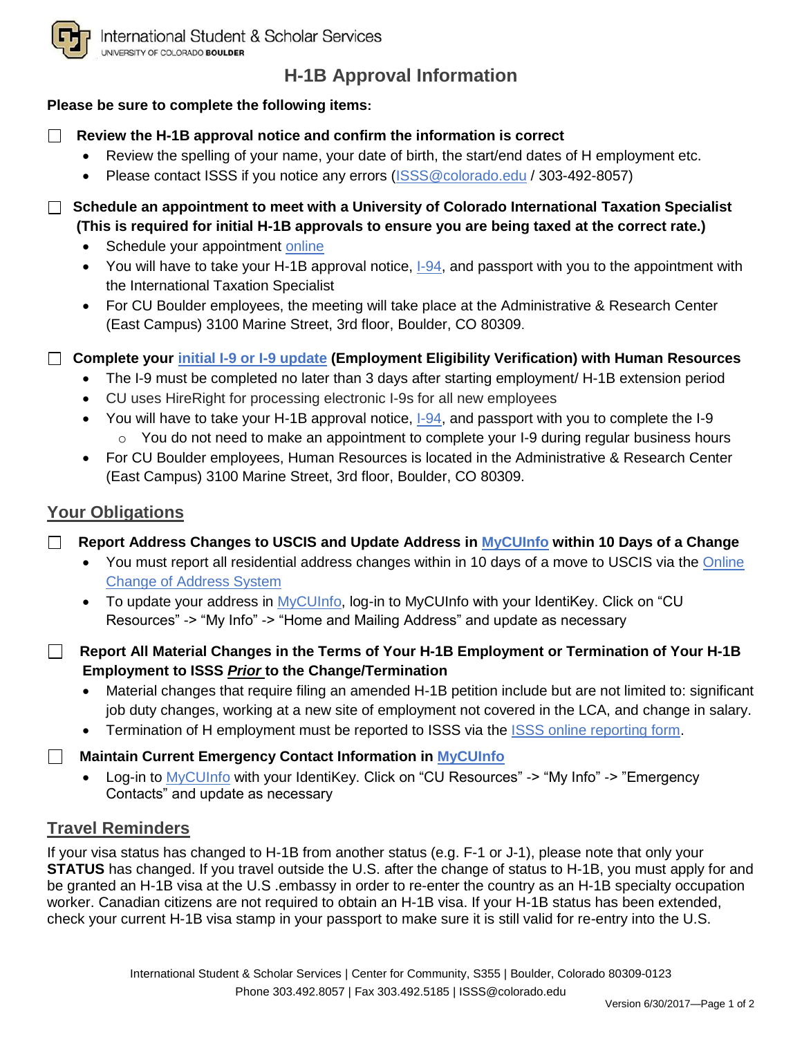International Student & Scholar Services
UNIVERSITY OF COLORADO BOULDER

# H-1B Approval Information

**Please be sure to complete the following items:**

☐ **Review the H-1B approval notice and confirm the information is correct**

- Review the spelling of your name, your date of birth, the start/end dates of H employment etc.
- Please contact ISSS if you notice any errors (ISSS@colorado.edu / 303-492-8057)

☐ **Schedule an appointment to meet with a University of Colorado International Taxation Specialist (This is required for initial H-1B approvals to ensure you are being taxed at the correct rate.)**

- Schedule your appointment online
- You will have to take your H-1B approval notice, I-94, and passport with you to the appointment with the International Taxation Specialist
- For CU Boulder employees, the meeting will take place at the Administrative & Research Center (East Campus) 3100 Marine Street, 3rd floor, Boulder, CO 80309.

☐ **Complete your initial I-9 or I-9 update (Employment Eligibility Verification) with Human Resources**

- The I-9 must be completed no later than 3 days after starting employment/ H-1B extension period
- CU uses HireRight for processing electronic I-9s for all new employees
- You will have to take your H-1B approval notice, I-94, and passport with you to complete the I-9
  - You do not need to make an appointment to complete your I-9 during regular business hours
- For CU Boulder employees, Human Resources is located in the Administrative & Research Center (East Campus) 3100 Marine Street, 3rd floor, Boulder, CO 80309.

## Your Obligations

☐ **Report Address Changes to USCIS and Update Address in MyCUInfo within 10 Days of a Change**

- You must report all residential address changes within in 10 days of a move to USCIS via the Online Change of Address System
- To update your address in MyCUInfo, log-in to MyCUInfo with your IdentiKey. Click on "CU Resources" -> "My Info" -> "Home and Mailing Address" and update as necessary

☐ **Report All Material Changes in the Terms of Your H-1B Employment or Termination of Your H-1B Employment to ISSS *Prior* to the Change/Termination**

- Material changes that require filing an amended H-1B petition include but are not limited to: significant job duty changes, working at a new site of employment not covered in the LCA, and change in salary.
- Termination of H employment must be reported to ISSS via the ISSS online reporting form.

☐ **Maintain Current Emergency Contact Information in MyCUInfo**

- Log-in to MyCUInfo with your IdentiKey. Click on "CU Resources" -> "My Info" -> "Emergency Contacts" and update as necessary

## Travel Reminders

If your visa status has changed to H-1B from another status (e.g. F-1 or J-1), please note that only your **STATUS** has changed. If you travel outside the U.S. after the change of status to H-1B, you must apply for and be granted an H-1B visa at the U.S .embassy in order to re-enter the country as an H-1B specialty occupation worker. Canadian citizens are not required to obtain an H-1B visa. If your H-1B status has been extended, check your current H-1B visa stamp in your passport to make sure it is still valid for re-entry into the U.S.

International Student & Scholar Services | Center for Community, S355 | Boulder, Colorado 80309-0123
Phone 303.492.8057 | Fax 303.492.5185 | ISSS@colorado.edu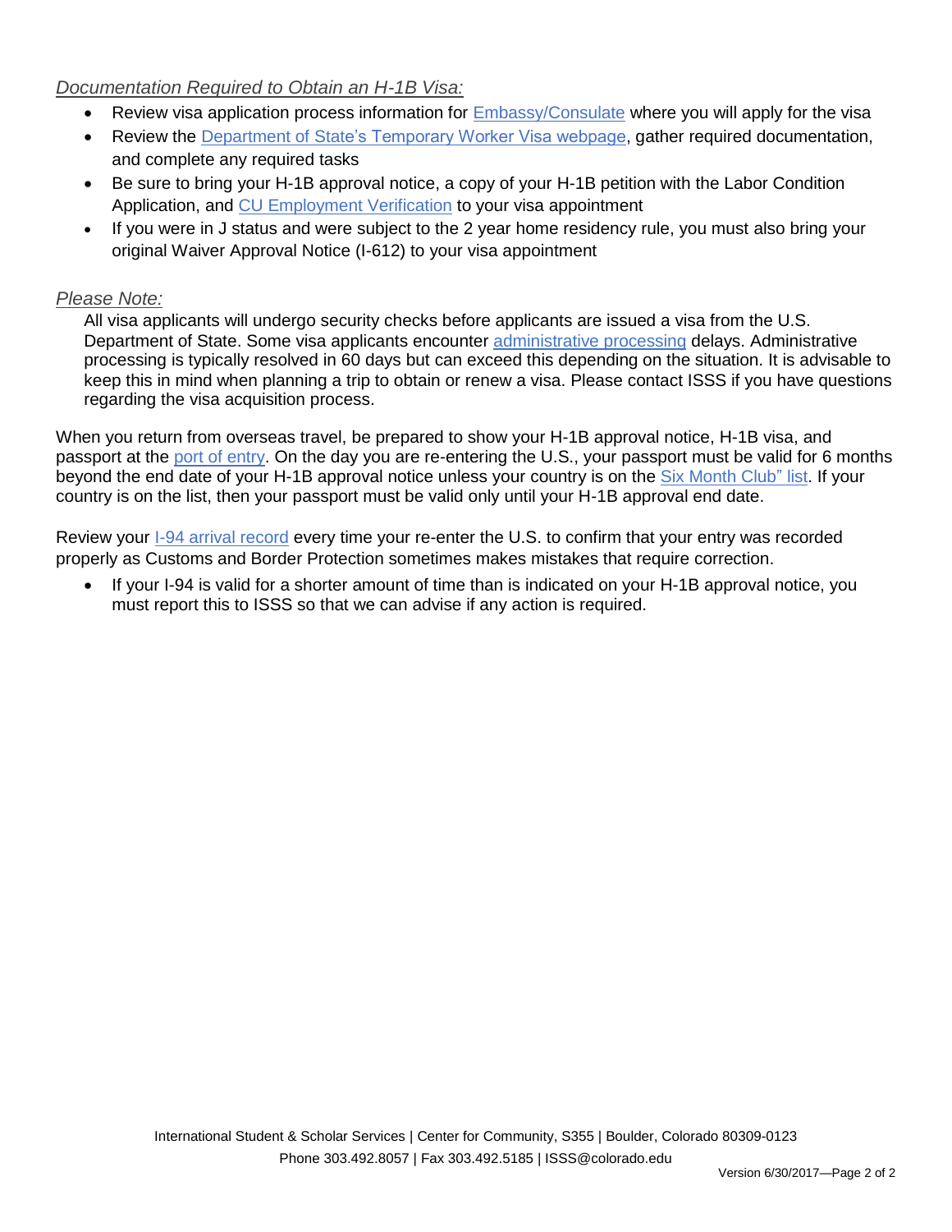*Documentation Required to Obtain an H-1B Visa:*

- Review visa application process information for [Embassy/Consulate] where you will apply for the visa
- Review the [Department of State's Temporary Worker Visa webpage], gather required documentation, and complete any required tasks
- Be sure to bring your H-1B approval notice, a copy of your H-1B petition with the Labor Condition Application, and [CU Employment Verification] to your visa appointment
- If you were in J status and were subject to the 2 year home residency rule, you must also bring your original Waiver Approval Notice (I-612) to your visa appointment

*Please Note:*

All visa applicants will undergo security checks before applicants are issued a visa from the U.S. Department of State. Some visa applicants encounter administrative processing delays. Administrative processing is typically resolved in 60 days but can exceed this depending on the situation. It is advisable to keep this in mind when planning a trip to obtain or renew a visa. Please contact ISSS if you have questions regarding the visa acquisition process.

When you return from overseas travel, be prepared to show your H-1B approval notice, H-1B visa, and passport at the port of entry. On the day you are re-entering the U.S., your passport must be valid for 6 months beyond the end date of your H-1B approval notice unless your country is on the Six Month Club" list. If your country is on the list, then your passport must be valid only until your H-1B approval end date.

Review your I-94 arrival record every time your re-enter the U.S. to confirm that your entry was recorded properly as Customs and Border Protection sometimes makes mistakes that require correction.

- If your I-94 is valid for a shorter amount of time than is indicated on your H-1B approval notice, you must report this to ISSS so that we can advise if any action is required.

International Student & Scholar Services | Center for Community, S355 | Boulder, Colorado 80309-0123
Phone 303.492.8057 | Fax 303.492.5185 | ISSS@colorado.edu